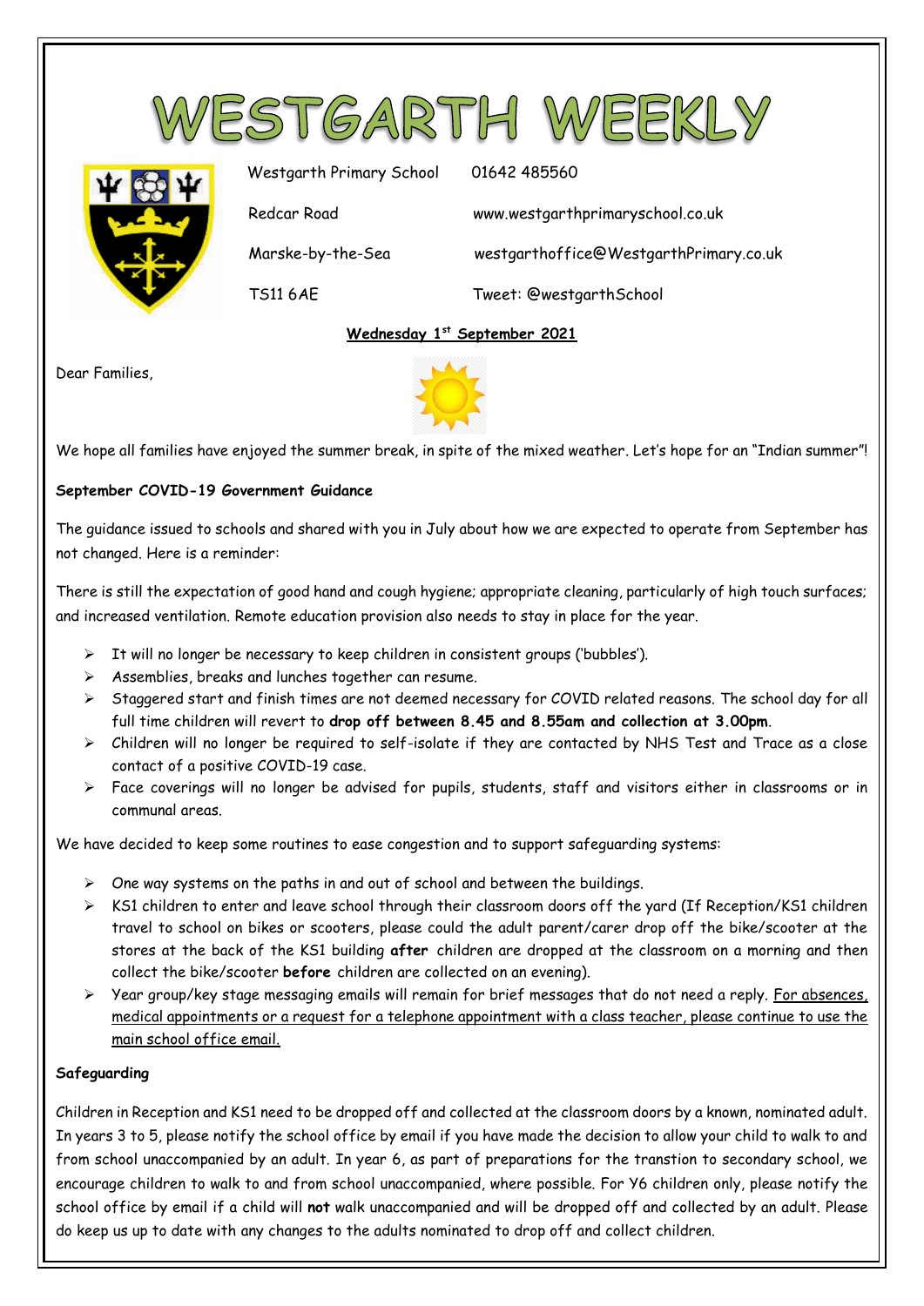# WESTGARTH WEEKLY

Westgarth Primary School
Redcar Road
Marske-by-the-Sea
TS11 6AE

01642 485560
www.westgarthprimaryschool.co.uk
westgarthoffice@WestgarthPrimary.co.uk
Tweet: @westgarthSchool

**Wednesday 1st September 2021**

Dear Families,

We hope all families have enjoyed the summer break, in spite of the mixed weather. Let's hope for an "Indian summer"!

**September COVID-19 Government Guidance**

The guidance issued to schools and shared with you in July about how we are expected to operate from September has not changed. Here is a reminder:

There is still the expectation of good hand and cough hygiene; appropriate cleaning, particularly of high touch surfaces; and increased ventilation. Remote education provision also needs to stay in place for the year.

- It will no longer be necessary to keep children in consistent groups ('bubbles').
- Assemblies, breaks and lunches together can resume.
- Staggered start and finish times are not deemed necessary for COVID related reasons. The school day for all full time children will revert to **drop off between 8.45 and 8.55am and collection at 3.00pm**.
- Children will no longer be required to self-isolate if they are contacted by NHS Test and Trace as a close contact of a positive COVID-19 case.
- Face coverings will no longer be advised for pupils, students, staff and visitors either in classrooms or in communal areas.

We have decided to keep some routines to ease congestion and to support safeguarding systems:

- One way systems on the paths in and out of school and between the buildings.
- KS1 children to enter and leave school through their classroom doors off the yard (If Reception/KS1 children travel to school on bikes or scooters, please could the adult parent/carer drop off the bike/scooter at the stores at the back of the KS1 building **after** children are dropped at the classroom on a morning and then collect the bike/scooter **before** children are collected on an evening).
- Year group/key stage messaging emails will remain for brief messages that do not need a reply. For absences, medical appointments or a request for a telephone appointment with a class teacher, please continue to use the main school office email.

**Safeguarding**

Children in Reception and KS1 need to be dropped off and collected at the classroom doors by a known, nominated adult. In years 3 to 5, please notify the school office by email if you have made the decision to allow your child to walk to and from school unaccompanied by an adult. In year 6, as part of preparations for the transtion to secondary school, we encourage children to walk to and from school unaccompanied, where possible. For Y6 children only, please notify the school office by email if a child will **not** walk unaccompanied and will be dropped off and collected by an adult. Please do keep us up to date with any changes to the adults nominated to drop off and collect children.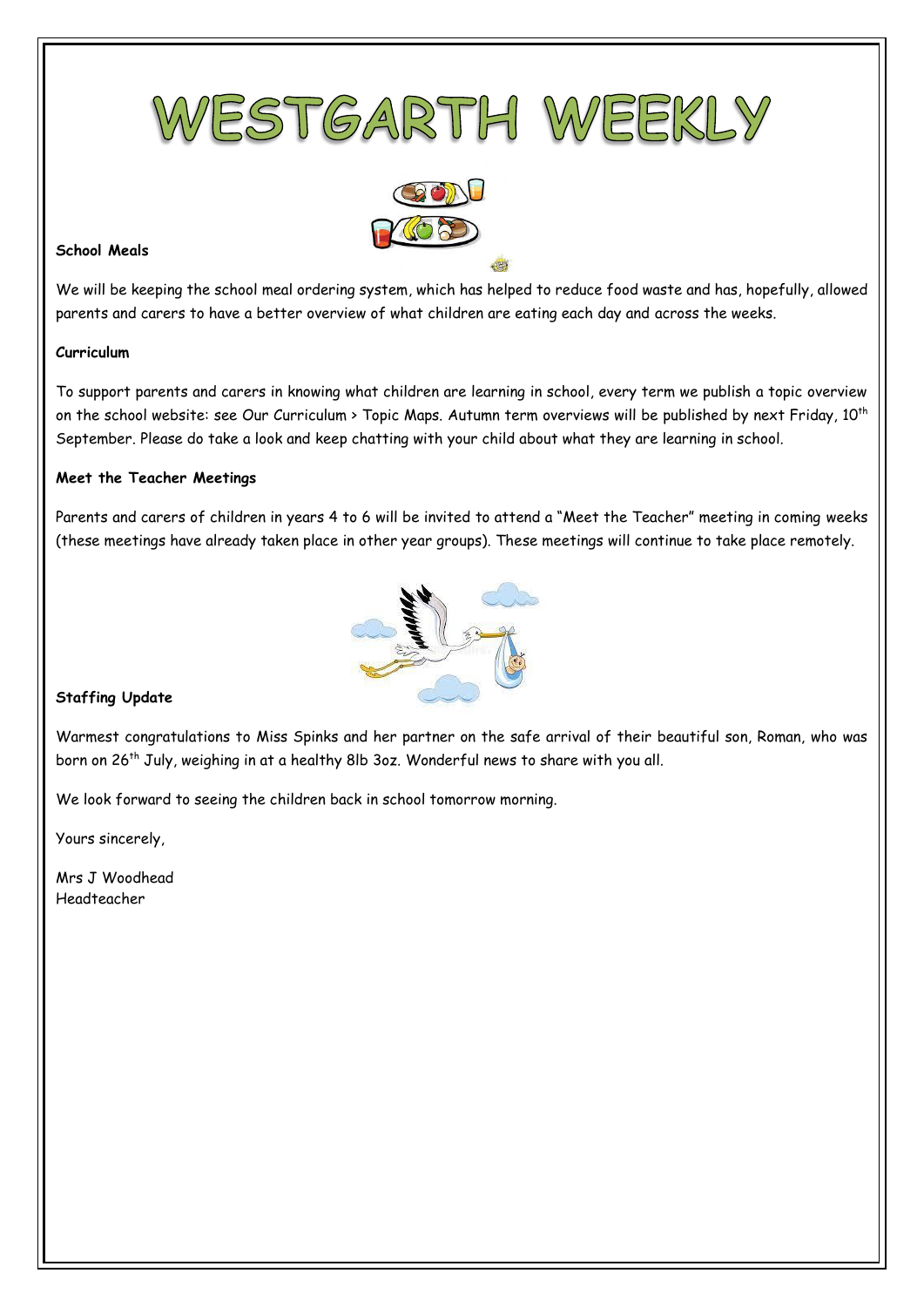# WESTGARTH WEEKLY

**School Meals**

We will be keeping the school meal ordering system, which has helped to reduce food waste and has, hopefully, allowed parents and carers to have a better overview of what children are eating each day and across the weeks.

**Curriculum**

To support parents and carers in knowing what children are learning in school, every term we publish a topic overview on the school website: see Our Curriculum > Topic Maps. Autumn term overviews will be published by next Friday, 10th September. Please do take a look and keep chatting with your child about what they are learning in school.

**Meet the Teacher Meetings**

Parents and carers of children in years 4 to 6 will be invited to attend a "Meet the Teacher" meeting in coming weeks (these meetings have already taken place in other year groups). These meetings will continue to take place remotely.

**Staffing Update**

Warmest congratulations to Miss Spinks and her partner on the safe arrival of their beautiful son, Roman, who was born on 26th July, weighing in at a healthy 8lb 3oz. Wonderful news to share with you all.

We look forward to seeing the children back in school tomorrow morning.

Yours sincerely,

Mrs J Woodhead
Headteacher